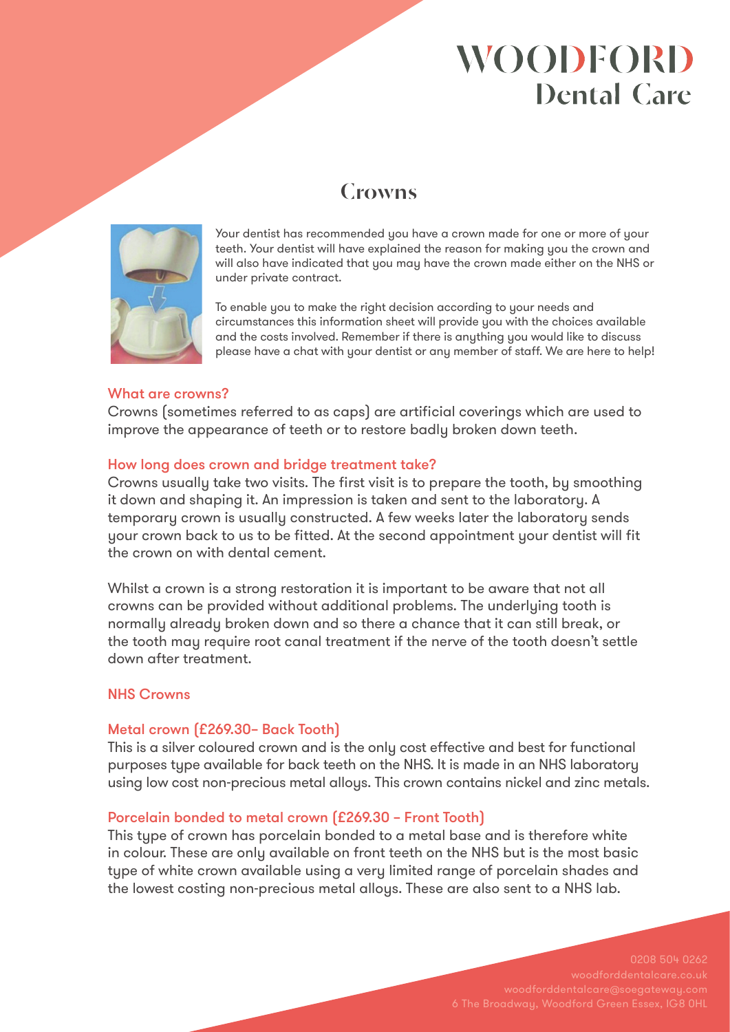# WOODFORD Dental Care

## Crowns

Your dentist has recommended you have a crown made for one or more of your teeth. Your dentist will have explained the reason for making you the crown and will also have indicated that you may have the crown made either on the NHS or under private contract.

To enable you to make the right decision according to your needs and circumstances this information sheet will provide you with the choices available and the costs involved. Remember if there is anything you would like to discuss please have a chat with your dentist or any member of staff. We are here to help!

### What are crowns?

Crowns (sometimes referred to as caps) are artificial coverings which are used to improve the appearance of teeth or to restore badly broken down teeth.

### How long does crown and bridge treatment take?

Crowns usually take two visits. The first visit is to prepare the tooth, by smoothing it down and shaping it. An impression is taken and sent to the laboratory. A temporary crown is usually constructed. A few weeks later the laboratory sends your crown back to us to be fitted. At the second appointment your dentist will fit the crown on with dental cement.

Whilst a crown is a strong restoration it is important to be aware that not all crowns can be provided without additional problems. The underlying tooth is normally already broken down and so there a chance that it can still break, or the tooth may require root canal treatment if the nerve of the tooth doesn't settle down after treatment.

### NHS Crowns

### Metal crown (£269.30– Back Tooth)

This is a silver coloured crown and is the only cost effective and best for functional purposes type available for back teeth on the NHS. It is made in an NHS laboratory using low cost non-precious metal alloys. This crown contains nickel and zinc metals.

### Porcelain bonded to metal crown (£269.30 – Front Tooth)

This type of crown has porcelain bonded to a metal base and is therefore white in colour. These are only available on front teeth on the NHS but is the most basic type of white crown available using a very limited range of porcelain shades and the lowest costing non-precious metal alloys. These are also sent to a NHS lab.

0208 504 0262
woodforddentalcare.co.uk
woodforddentalcare@soegateway.com
6 The Broadway, Woodford Green Essex, IG8 0HL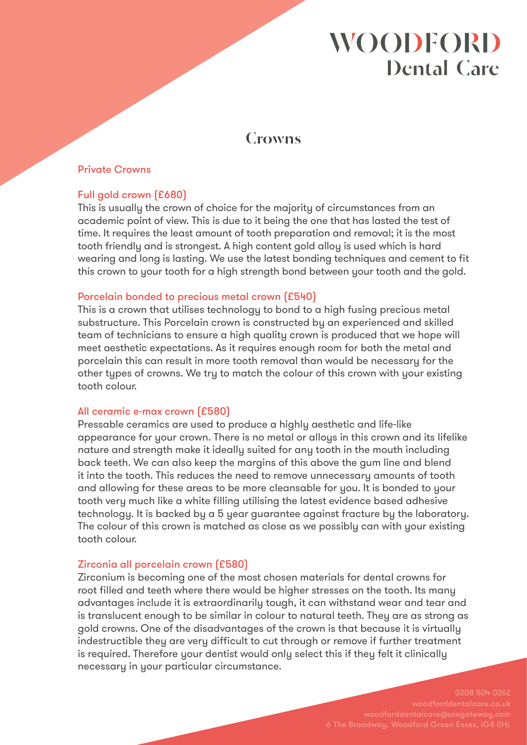# WOODFORD Dental Care

## Crowns

### Private Crowns

#### Full gold crown (£680)

This is usually the crown of choice for the majority of circumstances from an academic point of view. This is due to it being the one that has lasted the test of time. It requires the least amount of tooth preparation and removal; it is the most tooth friendly and is strongest. A high content gold alloy is used which is hard wearing and long is lasting. We use the latest bonding techniques and cement to fit this crown to your tooth for a high strength bond between your tooth and the gold.

#### Porcelain bonded to precious metal crown (£540)

This is a crown that utilises technology to bond to a high fusing precious metal substructure. This Porcelain crown is constructed by an experienced and skilled team of technicians to ensure a high quality crown is produced that we hope will meet aesthetic expectations. As it requires enough room for both the metal and porcelain this can result in more tooth removal than would be necessary for the other types of crowns. We try to match the colour of this crown with your existing tooth colour.

#### All ceramic e-max crown (£580)

Pressable ceramics are used to produce a highly aesthetic and life-like appearance for your crown. There is no metal or alloys in this crown and its lifelike nature and strength make it ideally suited for any tooth in the mouth including back teeth. We can also keep the margins of this above the gum line and blend it into the tooth. This reduces the need to remove unnecessary amounts of tooth and allowing for these areas to be more cleansable for you. It is bonded to your tooth very much like a white filling utilising the latest evidence based adhesive technology. It is backed by a 5 year guarantee against fracture by the laboratory. The colour of this crown is matched as close as we possibly can with your existing tooth colour.

#### Zirconia all porcelain crown (£580)

Zirconium is becoming one of the most chosen materials for dental crowns for root filled and teeth where there would be higher stresses on the tooth. Its many advantages include it is extraordinarily tough, it can withstand wear and tear and is translucent enough to be similar in colour to natural teeth. They are as strong as gold crowns. One of the disadvantages of the crown is that because it is virtually indestructible they are very difficult to cut through or remove if further treatment is required. Therefore your dentist would only select this if they felt it clinically necessary in your particular circumstance.

0208 504 0262
woodforddentalcare.co.uk
woodforddentalcare@soegateway.com
6 The Broadway, Woodford Green Essex, IG8 0HL